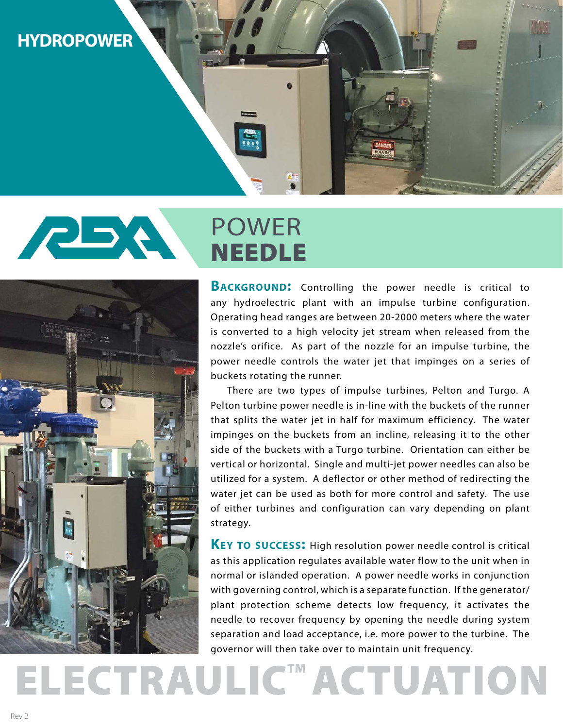# HYDROPOWER

# POWER NEEDLE

**BACKGROUND:** Controlling the power needle is critical to any hydroelectric plant with an impulse turbine configuration. Operating head ranges are between 20-2000 meters where the water is converted to a high velocity jet stream when released from the nozzle's orifice. As part of the nozzle for an impulse turbine, the power needle controls the water jet that impinges on a series of buckets rotating the runner.

There are two types of impulse turbines, Pelton and Turgo. A Pelton turbine power needle is in-line with the buckets of the runner that splits the water jet in half for maximum efficiency. The water impinges on the buckets from an incline, releasing it to the other side of the buckets with a Turgo turbine. Orientation can either be vertical or horizontal. Single and multi-jet power needles can also be utilized for a system. A deflector or other method of redirecting the water jet can be used as both for more control and safety. The use of either turbines and configuration can vary depending on plant strategy.

**KEY TO SUCCESS:** High resolution power needle control is critical as this application regulates available water flow to the unit when in normal or islanded operation. A power needle works in conjunction with governing control, which is a separate function. If the generator/plant protection scheme detects low frequency, it activates the needle to recover frequency by opening the needle during system separation and load acceptance, i.e. more power to the turbine. The governor will then take over to maintain unit frequency.

# ELECTRAULIC™ ACTUATION

Rev 2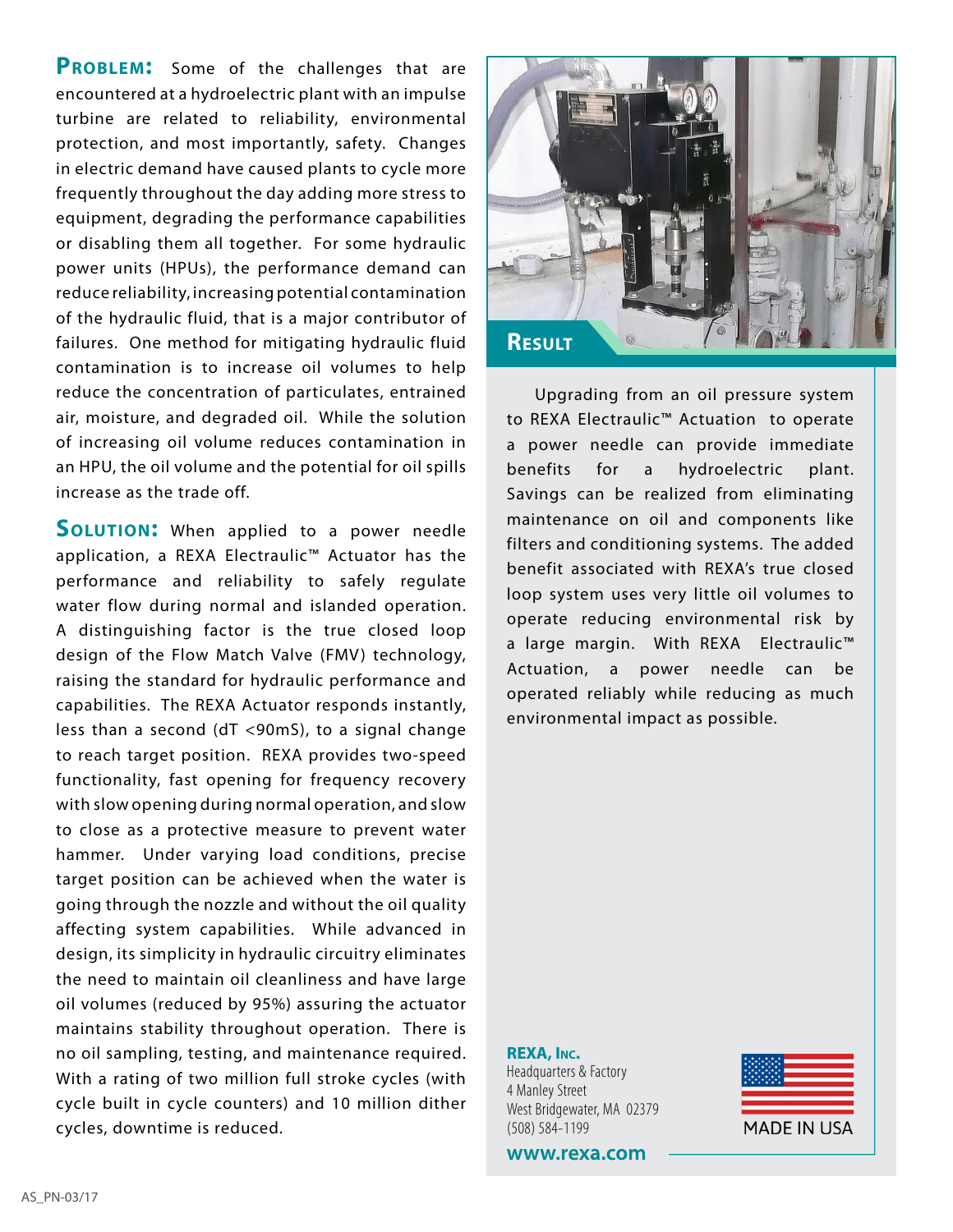**Problem:** Some of the challenges that are encountered at a hydroelectric plant with an impulse turbine are related to reliability, environmental protection, and most importantly, safety. Changes in electric demand have caused plants to cycle more frequently throughout the day adding more stress to equipment, degrading the performance capabilities or disabling them all together. For some hydraulic power units (HPUs), the performance demand can reduce reliability, increasing potential contamination of the hydraulic fluid, that is a major contributor of failures. One method for mitigating hydraulic fluid contamination is to increase oil volumes to help reduce the concentration of particulates, entrained air, moisture, and degraded oil. While the solution of increasing oil volume reduces contamination in an HPU, the oil volume and the potential for oil spills increase as the trade off.

**Solution:** When applied to a power needle application, a REXA Electraulic™ Actuator has the performance and reliability to safely regulate water flow during normal and islanded operation. A distinguishing factor is the true closed loop design of the Flow Match Valve (FMV) technology, raising the standard for hydraulic performance and capabilities. The REXA Actuator responds instantly, less than a second (dT <90mS), to a signal change to reach target position. REXA provides two-speed functionality, fast opening for frequency recovery with slow opening during normal operation, and slow to close as a protective measure to prevent water hammer. Under varying load conditions, precise target position can be achieved when the water is going through the nozzle and without the oil quality affecting system capabilities. While advanced in design, its simplicity in hydraulic circuitry eliminates the need to maintain oil cleanliness and have large oil volumes (reduced by 95%) assuring the actuator maintains stability throughout operation. There is no oil sampling, testing, and maintenance required. With a rating of two million full stroke cycles (with cycle built in cycle counters) and 10 million dither cycles, downtime is reduced.

## Result

Upgrading from an oil pressure system to REXA Electraulic™ Actuation to operate a power needle can provide immediate benefits for a hydroelectric plant. Savings can be realized from eliminating maintenance on oil and components like filters and conditioning systems. The added benefit associated with REXA's true closed loop system uses very little oil volumes to operate reducing environmental risk by a large margin. With REXA Electraulic™ Actuation, a power needle can be operated reliably while reducing as much environmental impact as possible.

**REXA, Inc.**
Headquarters & Factory
4 Manley Street
West Bridgewater, MA 02379
(508) 584-1199

**www.rexa.com**

MADE IN USA

AS_PN-03/17